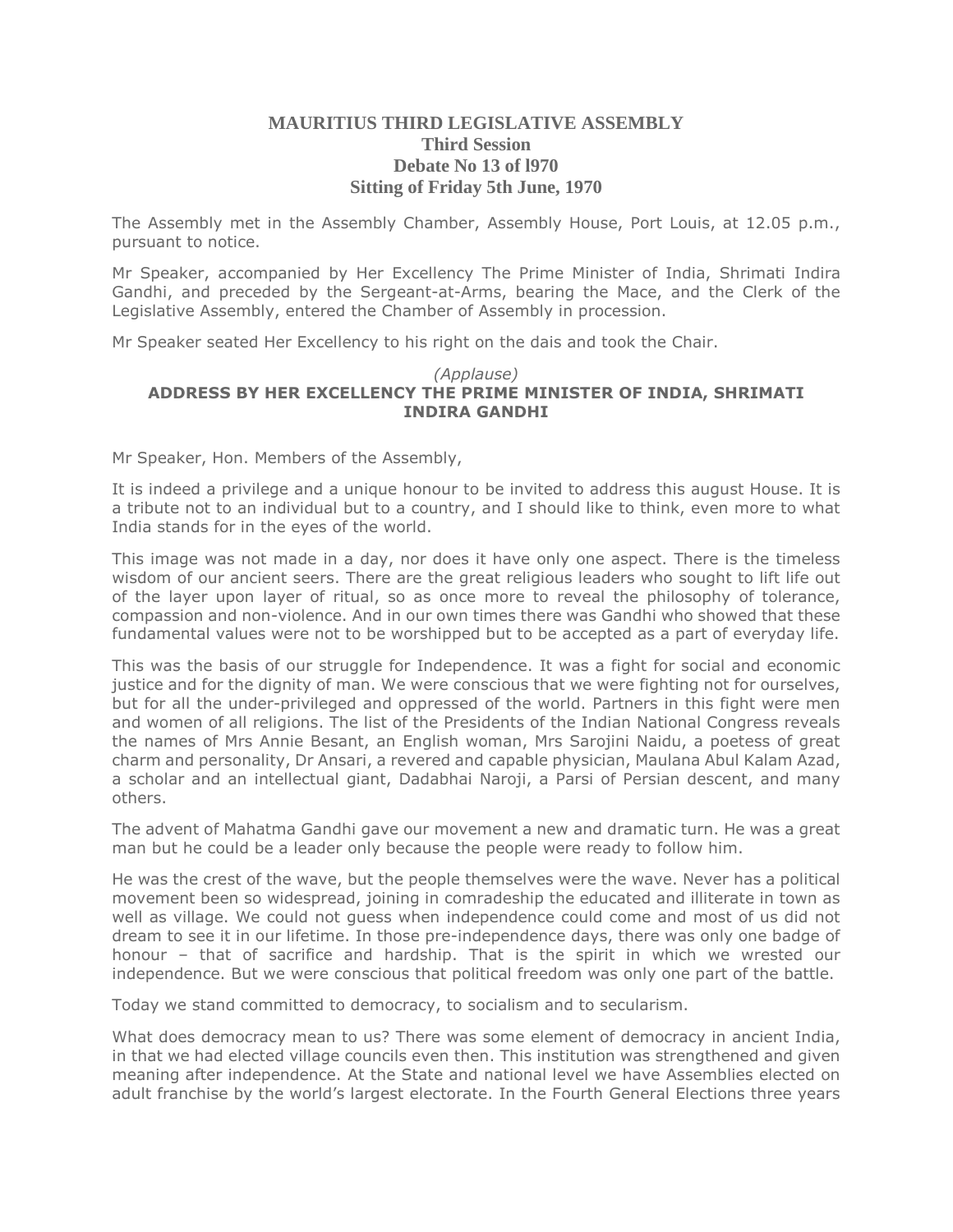# MAURITIUS THIRD LEGISLATIVE ASSEMBLY
## Third Session
## Debate No 13 of l970
## Sitting of Friday 5th June, 1970

The Assembly met in the Assembly Chamber, Assembly House, Port Louis, at 12.05 p.m., pursuant to notice.

Mr Speaker, accompanied by Her Excellency The Prime Minister of India, Shrimati Indira Gandhi, and preceded by the Sergeant-at-Arms, bearing the Mace, and the Clerk of the Legislative Assembly, entered the Chamber of Assembly in procession.

Mr Speaker seated Her Excellency to his right on the dais and took the Chair.

*(Applause)*

### ADDRESS BY HER EXCELLENCY THE PRIME MINISTER OF INDIA, SHRIMATI INDIRA GANDHI

Mr Speaker, Hon. Members of the Assembly,

It is indeed a privilege and a unique honour to be invited to address this august House. It is a tribute not to an individual but to a country, and I should like to think, even more to what India stands for in the eyes of the world.

This image was not made in a day, nor does it have only one aspect. There is the timeless wisdom of our ancient seers. There are the great religious leaders who sought to lift life out of the layer upon layer of ritual, so as once more to reveal the philosophy of tolerance, compassion and non-violence. And in our own times there was Gandhi who showed that these fundamental values were not to be worshipped but to be accepted as a part of everyday life.

This was the basis of our struggle for Independence. It was a fight for social and economic justice and for the dignity of man. We were conscious that we were fighting not for ourselves, but for all the under-privileged and oppressed of the world. Partners in this fight were men and women of all religions. The list of the Presidents of the Indian National Congress reveals the names of Mrs Annie Besant, an English woman, Mrs Sarojini Naidu, a poetess of great charm and personality, Dr Ansari, a revered and capable physician, Maulana Abul Kalam Azad, a scholar and an intellectual giant, Dadabhai Naroji, a Parsi of Persian descent, and many others.

The advent of Mahatma Gandhi gave our movement a new and dramatic turn. He was a great man but he could be a leader only because the people were ready to follow him.

He was the crest of the wave, but the people themselves were the wave. Never has a political movement been so widespread, joining in comradeship the educated and illiterate in town as well as village. We could not guess when independence could come and most of us did not dream to see it in our lifetime. In those pre-independence days, there was only one badge of honour – that of sacrifice and hardship. That is the spirit in which we wrested our independence. But we were conscious that political freedom was only one part of the battle.

Today we stand committed to democracy, to socialism and to secularism.

What does democracy mean to us? There was some element of democracy in ancient India, in that we had elected village councils even then. This institution was strengthened and given meaning after independence. At the State and national level we have Assemblies elected on adult franchise by the world's largest electorate. In the Fourth General Elections three years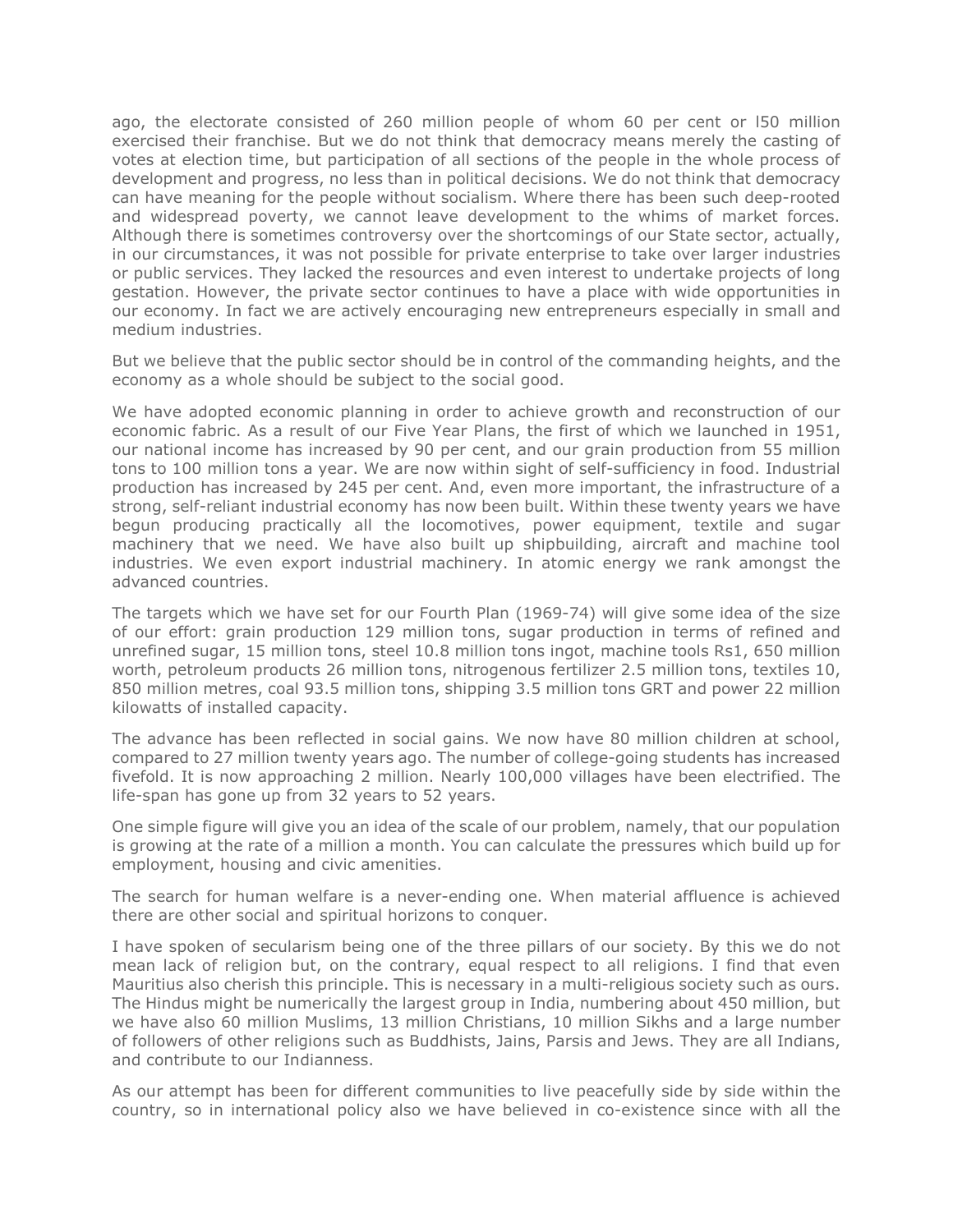ago, the electorate consisted of 260 million people of whom 60 per cent or l50 million exercised their franchise. But we do not think that democracy means merely the casting of votes at election time, but participation of all sections of the people in the whole process of development and progress, no less than in political decisions. We do not think that democracy can have meaning for the people without socialism. Where there has been such deep-rooted and widespread poverty, we cannot leave development to the whims of market forces. Although there is sometimes controversy over the shortcomings of our State sector, actually, in our circumstances, it was not possible for private enterprise to take over larger industries or public services. They lacked the resources and even interest to undertake projects of long gestation. However, the private sector continues to have a place with wide opportunities in our economy. In fact we are actively encouraging new entrepreneurs especially in small and medium industries.

But we believe that the public sector should be in control of the commanding heights, and the economy as a whole should be subject to the social good.

We have adopted economic planning in order to achieve growth and reconstruction of our economic fabric. As a result of our Five Year Plans, the first of which we launched in 1951, our national income has increased by 90 per cent, and our grain production from 55 million tons to 100 million tons a year. We are now within sight of self-sufficiency in food. Industrial production has increased by 245 per cent. And, even more important, the infrastructure of a strong, self-reliant industrial economy has now been built. Within these twenty years we have begun producing practically all the locomotives, power equipment, textile and sugar machinery that we need. We have also built up shipbuilding, aircraft and machine tool industries. We even export industrial machinery. In atomic energy we rank amongst the advanced countries.

The targets which we have set for our Fourth Plan (1969-74) will give some idea of the size of our effort: grain production 129 million tons, sugar production in terms of refined and unrefined sugar, 15 million tons, steel 10.8 million tons ingot, machine tools Rs1, 650 million worth, petroleum products 26 million tons, nitrogenous fertilizer 2.5 million tons, textiles 10, 850 million metres, coal 93.5 million tons, shipping 3.5 million tons GRT and power 22 million kilowatts of installed capacity.

The advance has been reflected in social gains. We now have 80 million children at school, compared to 27 million twenty years ago. The number of college-going students has increased fivefold. It is now approaching 2 million. Nearly 100,000 villages have been electrified. The life-span has gone up from 32 years to 52 years.

One simple figure will give you an idea of the scale of our problem, namely, that our population is growing at the rate of a million a month. You can calculate the pressures which build up for employment, housing and civic amenities.

The search for human welfare is a never-ending one. When material affluence is achieved there are other social and spiritual horizons to conquer.

I have spoken of secularism being one of the three pillars of our society. By this we do not mean lack of religion but, on the contrary, equal respect to all religions. I find that even Mauritius also cherish this principle. This is necessary in a multi-religious society such as ours. The Hindus might be numerically the largest group in India, numbering about 450 million, but we have also 60 million Muslims, 13 million Christians, 10 million Sikhs and a large number of followers of other religions such as Buddhists, Jains, Parsis and Jews. They are all Indians, and contribute to our Indianness.

As our attempt has been for different communities to live peacefully side by side within the country, so in international policy also we have believed in co-existence since with all the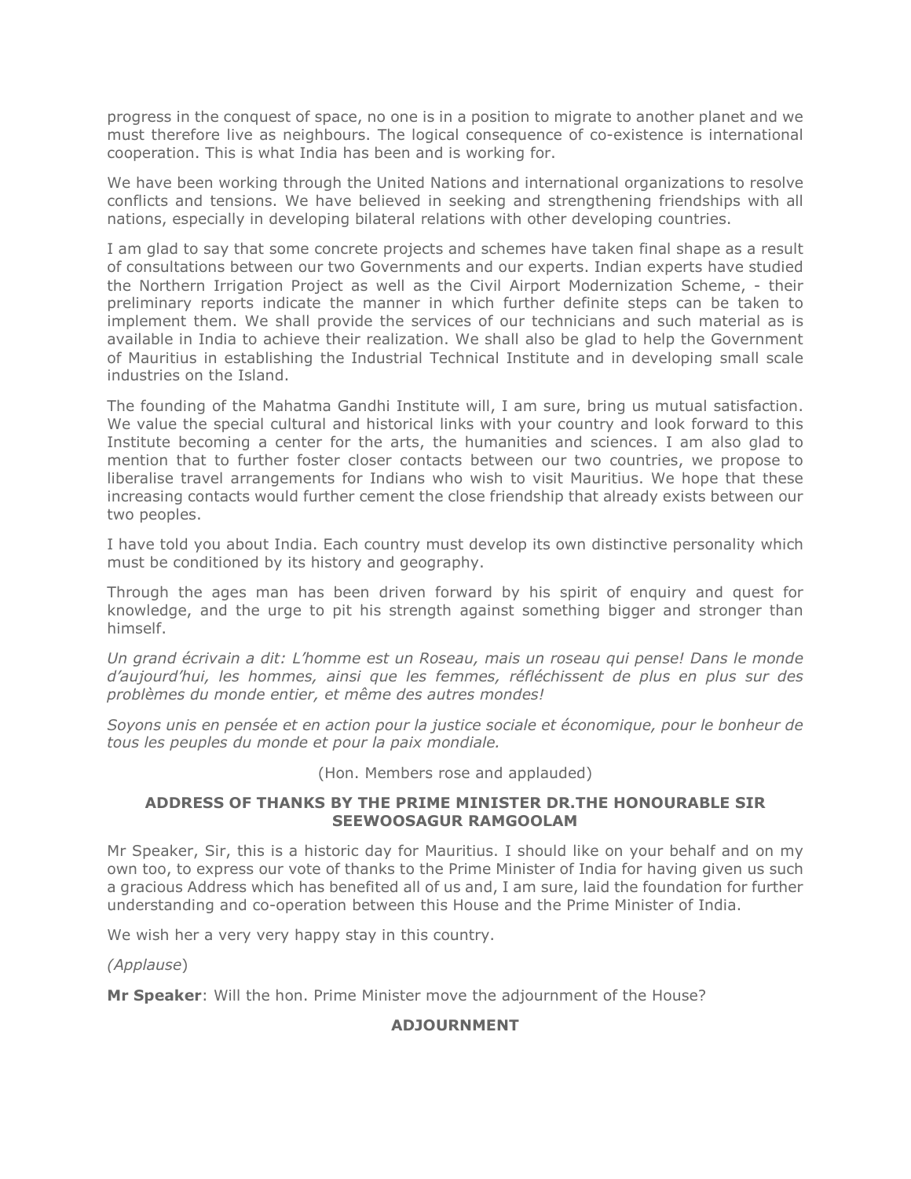progress in the conquest of space, no one is in a position to migrate to another planet and we must therefore live as neighbours. The logical consequence of co-existence is international cooperation. This is what India has been and is working for.

We have been working through the United Nations and international organizations to resolve conflicts and tensions. We have believed in seeking and strengthening friendships with all nations, especially in developing bilateral relations with other developing countries.

I am glad to say that some concrete projects and schemes have taken final shape as a result of consultations between our two Governments and our experts. Indian experts have studied the Northern Irrigation Project as well as the Civil Airport Modernization Scheme, - their preliminary reports indicate the manner in which further definite steps can be taken to implement them. We shall provide the services of our technicians and such material as is available in India to achieve their realization. We shall also be glad to help the Government of Mauritius in establishing the Industrial Technical Institute and in developing small scale industries on the Island.

The founding of the Mahatma Gandhi Institute will, I am sure, bring us mutual satisfaction. We value the special cultural and historical links with your country and look forward to this Institute becoming a center for the arts, the humanities and sciences. I am also glad to mention that to further foster closer contacts between our two countries, we propose to liberalise travel arrangements for Indians who wish to visit Mauritius. We hope that these increasing contacts would further cement the close friendship that already exists between our two peoples.

I have told you about India. Each country must develop its own distinctive personality which must be conditioned by its history and geography.

Through the ages man has been driven forward by his spirit of enquiry and quest for knowledge, and the urge to pit his strength against something bigger and stronger than himself.

*Un grand écrivain a dit: L'homme est un Roseau, mais un roseau qui pense! Dans le monde d'aujourd'hui, les hommes, ainsi que les femmes, réfléchissent de plus en plus sur des problèmes du monde entier, et même des autres mondes!*

*Soyons unis en pensée et en action pour la justice sociale et économique, pour le bonheur de tous les peuples du monde et pour la paix mondiale.*

(Hon. Members rose and applauded)

**ADDRESS OF THANKS BY THE PRIME MINISTER DR.THE HONOURABLE SIR SEEWOOSAGUR RAMGOOLAM**

Mr Speaker, Sir, this is a historic day for Mauritius. I should like on your behalf and on my own too, to express our vote of thanks to the Prime Minister of India for having given us such a gracious Address which has benefited all of us and, I am sure, laid the foundation for further understanding and co-operation between this House and the Prime Minister of India.

We wish her a very very happy stay in this country.

*(Applause*)

**Mr Speaker**: Will the hon. Prime Minister move the adjournment of the House?

**ADJOURNMENT**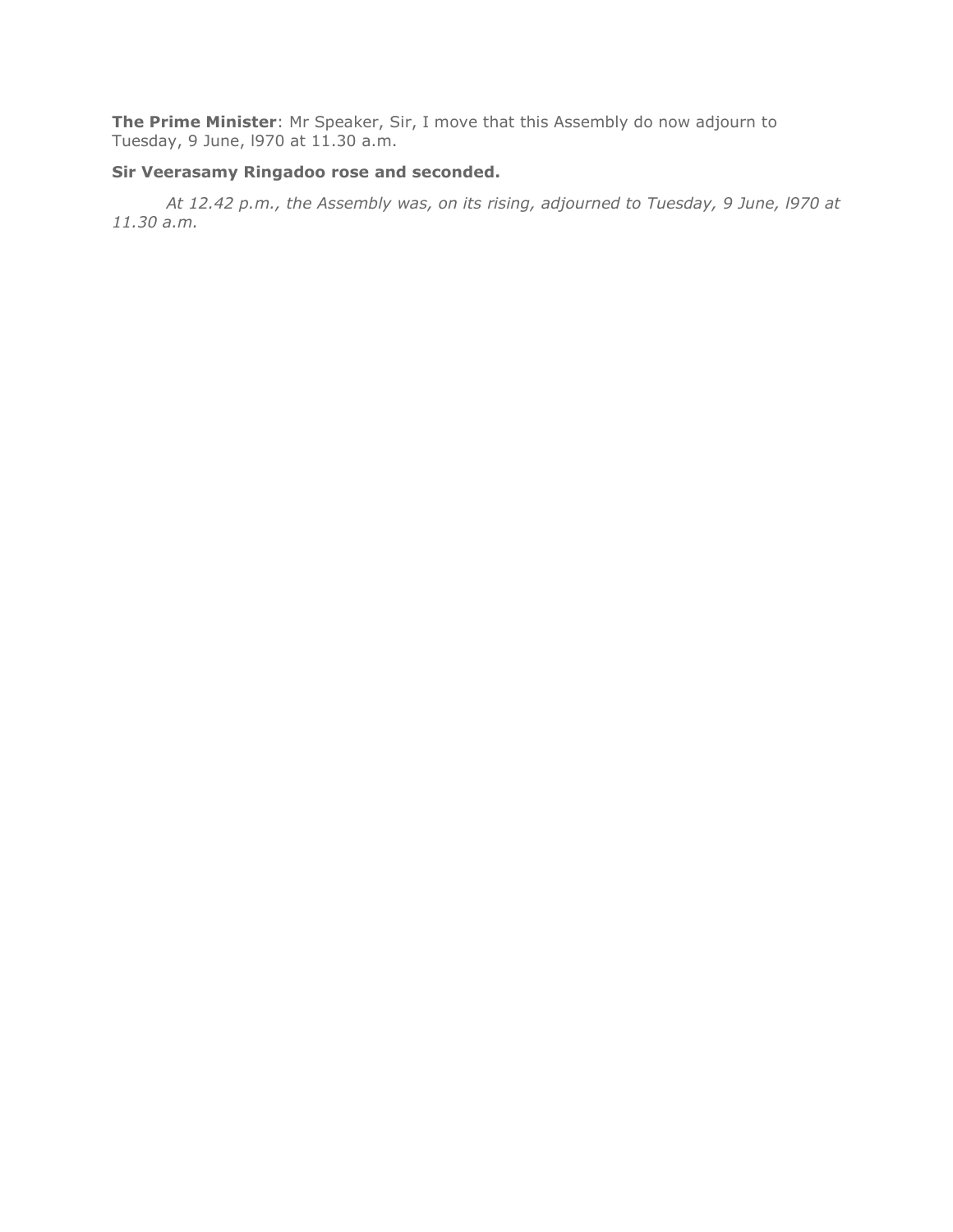**The Prime Minister**: Mr Speaker, Sir, I move that this Assembly do now adjourn to Tuesday, 9 June, l970 at 11.30 a.m.

**Sir Veerasamy Ringadoo rose and seconded.**

*At 12.42 p.m., the Assembly was, on its rising, adjourned to Tuesday, 9 June, l970 at 11.30 a.m.*